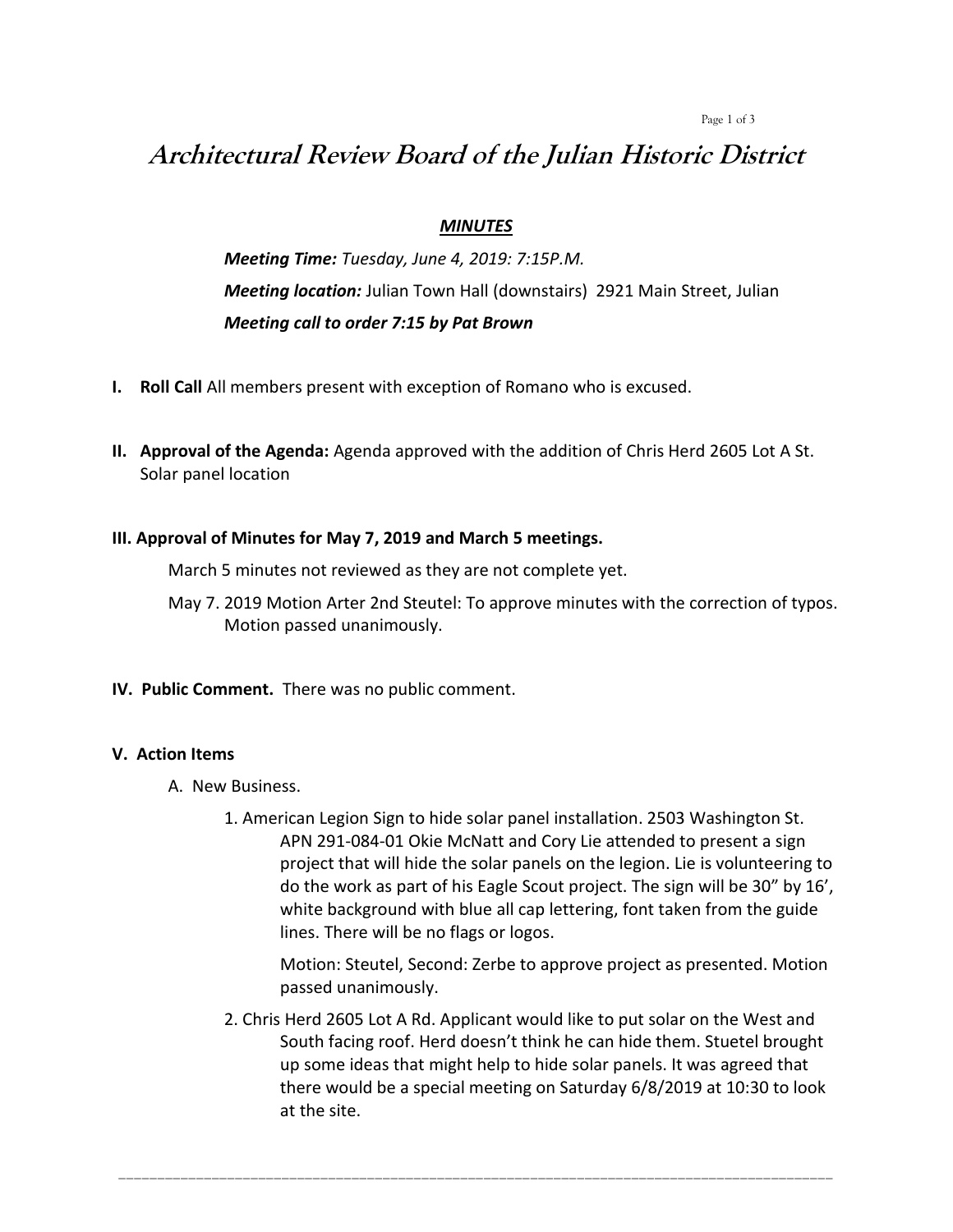# *Architectural Review Board of the Julian Historic District*

***MINUTES***

***Meeting Time:*** *Tuesday, June 4, 2019: 7:15P.M.*

***Meeting location:*** Julian Town Hall (downstairs) 2921 Main Street, Julian

***Meeting call to order 7:15 by Pat Brown***

**I. Roll Call** All members present with exception of Romano who is excused.

**II. Approval of the Agenda:** Agenda approved with the addition of Chris Herd 2605 Lot A St. Solar panel location

**III. Approval of Minutes for May 7, 2019 and March 5 meetings.**

March 5 minutes not reviewed as they are not complete yet.

May 7. 2019 Motion Arter 2nd Steutel: To approve minutes with the correction of typos. Motion passed unanimously.

**IV. Public Comment.** There was no public comment.

**V. Action Items**

A. New Business.

1. American Legion Sign to hide solar panel installation. 2503 Washington St. APN 291-084-01 Okie McNatt and Cory Lie attended to present a sign project that will hide the solar panels on the legion. Lie is volunteering to do the work as part of his Eagle Scout project. The sign will be 30" by 16', white background with blue all cap lettering, font taken from the guide lines. There will be no flags or logos.

   Motion: Steutel, Second: Zerbe to approve project as presented. Motion passed unanimously.

2. Chris Herd 2605 Lot A Rd. Applicant would like to put solar on the West and South facing roof. Herd doesn't think he can hide them. Stuetel brought up some ideas that might help to hide solar panels. It was agreed that there would be a special meeting on Saturday 6/8/2019 at 10:30 to look at the site.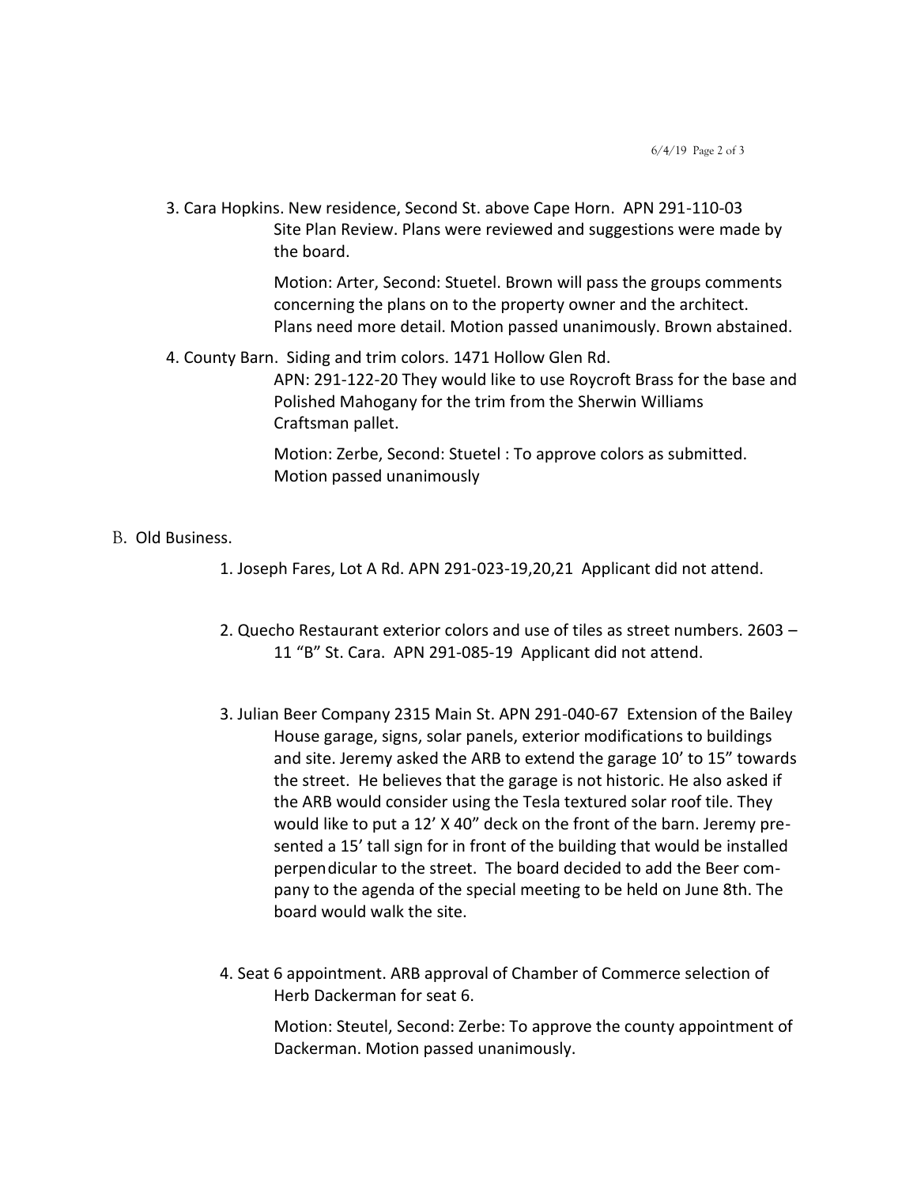3. Cara Hopkins. New residence, Second St. above Cape Horn. APN 291-110-03
   Site Plan Review. Plans were reviewed and suggestions were made by the board.

   Motion: Arter, Second: Stuetel. Brown will pass the groups comments concerning the plans on to the property owner and the architect. Plans need more detail. Motion passed unanimously. Brown abstained.

4. County Barn. Siding and trim colors. 1471 Hollow Glen Rd.
   APN: 291-122-20 They would like to use Roycroft Brass for the base and Polished Mahogany for the trim from the Sherwin Williams Craftsman pallet.

   Motion: Zerbe, Second: Stuetel : To approve colors as submitted. Motion passed unanimously

B. Old Business.

1. Joseph Fares, Lot A Rd. APN 291-023-19,20,21 Applicant did not attend.

2. Quecho Restaurant exterior colors and use of tiles as street numbers. 2603 – 11 "B" St. Cara. APN 291-085-19 Applicant did not attend.

3. Julian Beer Company 2315 Main St. APN 291-040-67 Extension of the Bailey House garage, signs, solar panels, exterior modifications to buildings and site. Jeremy asked the ARB to extend the garage 10' to 15" towards the street. He believes that the garage is not historic. He also asked if the ARB would consider using the Tesla textured solar roof tile. They would like to put a 12' X 40" deck on the front of the barn. Jeremy presented a 15' tall sign for in front of the building that would be installed perpendicular to the street. The board decided to add the Beer company to the agenda of the special meeting to be held on June 8th. The board would walk the site.

4. Seat 6 appointment. ARB approval of Chamber of Commerce selection of Herb Dackerman for seat 6.

   Motion: Steutel, Second: Zerbe: To approve the county appointment of Dackerman. Motion passed unanimously.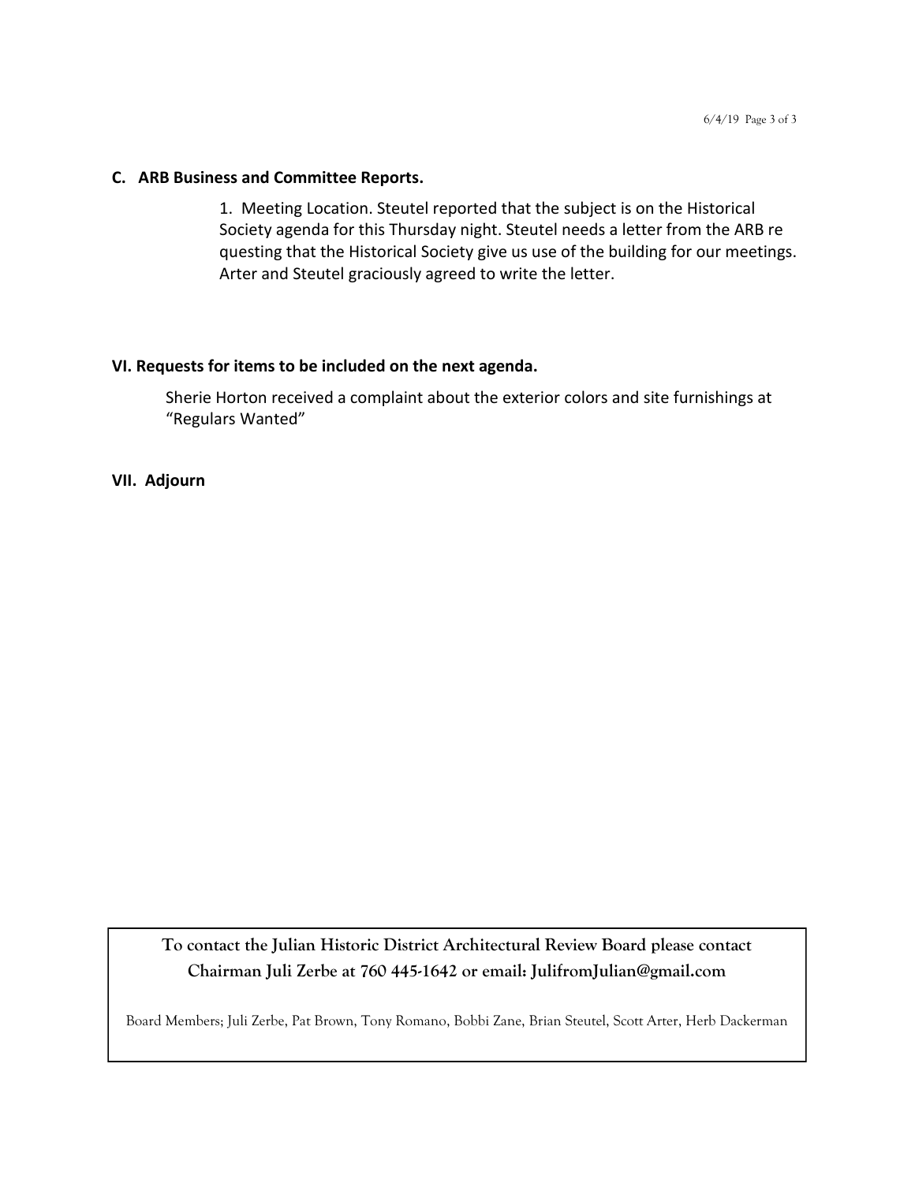### C. ARB Business and Committee Reports.

1. Meeting Location. Steutel reported that the subject is on the Historical Society agenda for this Thursday night. Steutel needs a letter from the ARB re questing that the Historical Society give us use of the building for our meetings. Arter and Steutel graciously agreed to write the letter.

## VI. Requests for items to be included on the next agenda.

Sherie Horton received a complaint about the exterior colors and site furnishings at "Regulars Wanted"

## VII. Adjourn

**To contact the Julian Historic District Architectural Review Board please contact Chairman Juli Zerbe at 760 445-1642 or email: JulifromJulian@gmail.com**

Board Members; Juli Zerbe, Pat Brown, Tony Romano, Bobbi Zane, Brian Steutel, Scott Arter, Herb Dackerman